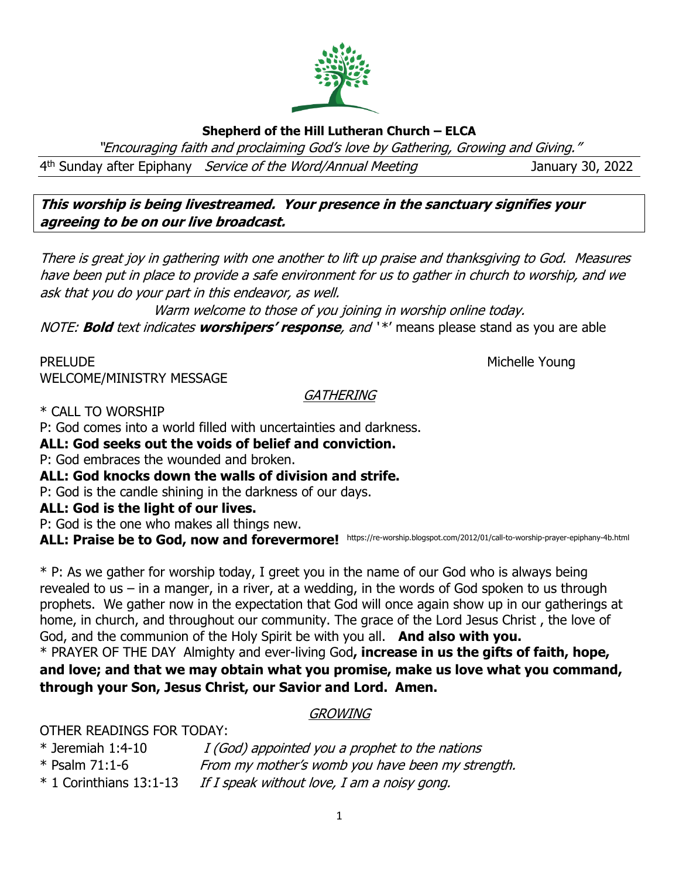**Shepherd of the Hill Lutheran Church – ELCA**

*"Encouraging faith and proclaiming God's love by Gathering, Growing and Giving."*

4th Sunday after Epiphany *Service of the Word/Annual Meeting* January 30, 2022

***This worship is being livestreamed. Your presence in the sanctuary signifies your agreeing to be on our live broadcast.***

*There is great joy in gathering with one another to lift up praise and thanksgiving to God. Measures have been put in place to provide a safe environment for us to gather in church to worship, and we ask that you do your part in this endeavor, as well.*

*Warm welcome to those of you joining in worship online today.*

*NOTE:* ***Bold*** *text indicates* ***worshipers' response****, and* '*' means please stand as you are able

PRELUDE Michelle Young

WELCOME/MINISTRY MESSAGE

## *GATHERING*

\* CALL TO WORSHIP

P: God comes into a world filled with uncertainties and darkness.

**ALL: God seeks out the voids of belief and conviction.**

P: God embraces the wounded and broken.

**ALL: God knocks down the walls of division and strife.**

P: God is the candle shining in the darkness of our days.

**ALL: God is the light of our lives.**

P: God is the one who makes all things new.

**ALL: Praise be to God, now and forevermore!** https://re-worship.blogspot.com/2012/01/call-to-worship-prayer-epiphany-4b.html

\* P: As we gather for worship today, I greet you in the name of our God who is always being revealed to us – in a manger, in a river, at a wedding, in the words of God spoken to us through prophets. We gather now in the expectation that God will once again show up in our gatherings at home, in church, and throughout our community. The grace of the Lord Jesus Christ , the love of God, and the communion of the Holy Spirit be with you all. **And also with you.**

\* PRAYER OF THE DAY Almighty and ever-living God**, increase in us the gifts of faith, hope, and love; and that we may obtain what you promise, make us love what you command, through your Son, Jesus Christ, our Savior and Lord. Amen.**

## *GROWING*

OTHER READINGS FOR TODAY:

\* Jeremiah 1:4-10 *I (God) appointed you a prophet to the nations*

\* Psalm 71:1-6 *From my mother's womb you have been my strength.*

\* 1 Corinthians 13:1-13 *If I speak without love, I am a noisy gong.*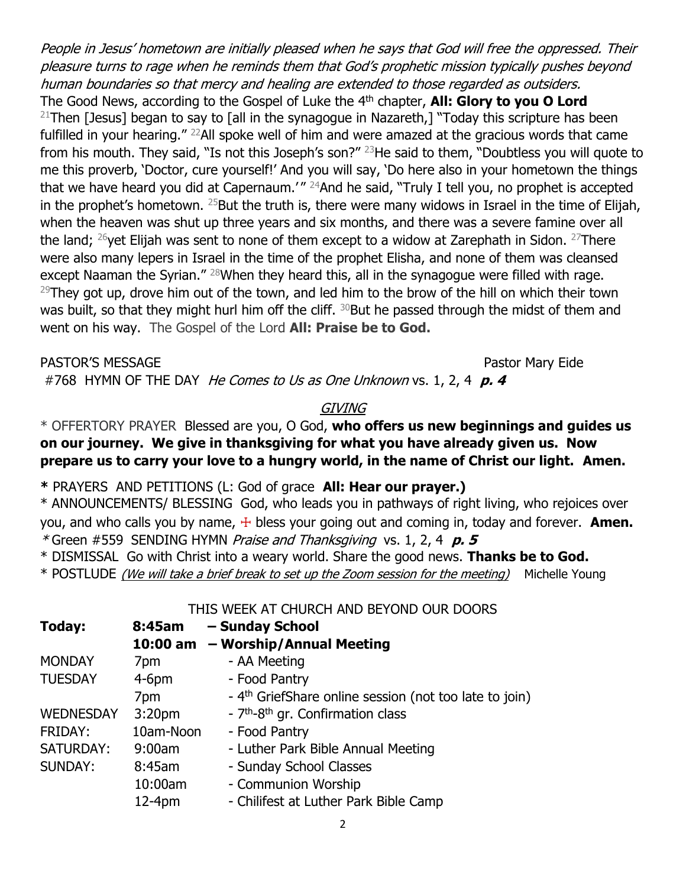*People in Jesus' hometown are initially pleased when he says that God will free the oppressed. Their pleasure turns to rage when he reminds them that God's prophetic mission typically pushes beyond human boundaries so that mercy and healing are extended to those regarded as outsiders.*

The Good News, according to the Gospel of Luke the 4th chapter, **All: Glory to you O Lord**

[21]Then [Jesus] began to say to [all in the synagogue in Nazareth,] "Today this scripture has been fulfilled in your hearing." [22]All spoke well of him and were amazed at the gracious words that came from his mouth. They said, "Is not this Joseph's son?" [23]He said to them, "Doubtless you will quote to me this proverb, 'Doctor, cure yourself!' And you will say, 'Do here also in your hometown the things that we have heard you did at Capernaum.'" [24]And he said, "Truly I tell you, no prophet is accepted in the prophet's hometown. [25]But the truth is, there were many widows in Israel in the time of Elijah, when the heaven was shut up three years and six months, and there was a severe famine over all the land; [26]yet Elijah was sent to none of them except to a widow at Zarephath in Sidon. [27]There were also many lepers in Israel in the time of the prophet Elisha, and none of them was cleansed except Naaman the Syrian." [28]When they heard this, all in the synagogue were filled with rage. [29]They got up, drove him out of the town, and led him to the brow of the hill on which their town was built, so that they might hurl him off the cliff. [30]But he passed through the midst of them and went on his way. The Gospel of the Lord **All: Praise be to God.**

PASTOR'S MESSAGE Pastor Mary Eide

#768 HYMN OF THE DAY *He Comes to Us as One Unknown* vs. 1, 2, 4 ***p. 4***

## *GIVING*

\* OFFERTORY PRAYER Blessed are you, O God, **who offers us new beginnings and guides us on our journey. We give in thanksgiving for what you have already given us. Now prepare us to carry your love to a hungry world, in the name of Christ our light. Amen.**

**\*** PRAYERS AND PETITIONS (L: God of grace **All: Hear our prayer.)**

\* ANNOUNCEMENTS/ BLESSING God, who leads you in pathways of right living, who rejoices over you, and who calls you by name, ☩ bless your going out and coming in, today and forever. **Amen.**

*\** Green #559 SENDING HYMN *Praise and Thanksgiving* vs. 1, 2, 4 ***p. 5***

\* DISMISSAL Go with Christ into a weary world. Share the good news. **Thanks be to God.**

\* POSTLUDE *(We will take a brief break to set up the Zoom session for the meeting)* Michelle Young

## THIS WEEK AT CHURCH AND BEYOND OUR DOORS

| | | |
|---|---|---|
| **Today:** | **8:45am** | **– Sunday School** |
| | **10:00 am** | **– Worship/Annual Meeting** |
| MONDAY | 7pm | - AA Meeting |
| TUESDAY | 4-6pm | - Food Pantry |
| | 7pm | - 4th GriefShare online session (not too late to join) |
| WEDNESDAY | 3:20pm | - 7th-8th gr. Confirmation class |
| FRIDAY: | 10am-Noon | - Food Pantry |
| SATURDAY: | 9:00am | - Luther Park Bible Annual Meeting |
| SUNDAY: | 8:45am | - Sunday School Classes |
| | 10:00am | - Communion Worship |
| | 12-4pm | - Chilifest at Luther Park Bible Camp |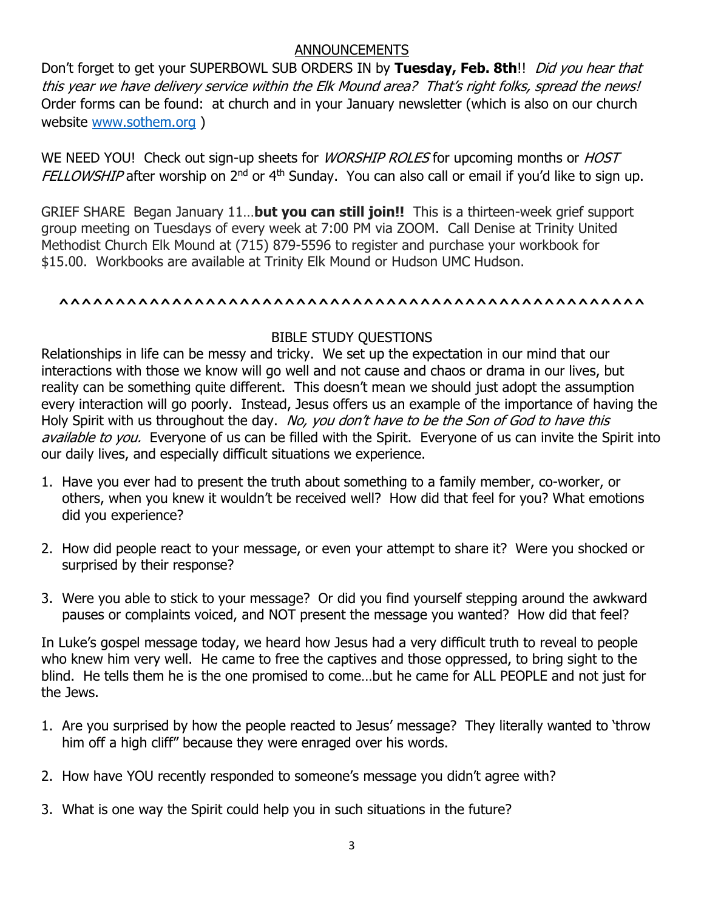## ANNOUNCEMENTS

Don't forget to get your SUPERBOWL SUB ORDERS IN by **Tuesday, Feb. 8th**!! *Did you hear that this year we have delivery service within the Elk Mound area? That's right folks, spread the news!* Order forms can be found: at church and in your January newsletter (which is also on our church website www.sothem.org )

WE NEED YOU! Check out sign-up sheets for *WORSHIP ROLES* for upcoming months or *HOST FELLOWSHIP* after worship on 2nd or 4th Sunday. You can also call or email if you'd like to sign up.

GRIEF SHARE Began January 11…**but you can still join!!** This is a thirteen-week grief support group meeting on Tuesdays of every week at 7:00 PM via ZOOM. Call Denise at Trinity United Methodist Church Elk Mound at (715) 879-5596 to register and purchase your workbook for $15.00. Workbooks are available at Trinity Elk Mound or Hudson UMC Hudson.

^^^^^^^^^^^^^^^^^^^^^^^^^^^^^^^^^^^^^^^^^^^^^^^^^^^^^

## BIBLE STUDY QUESTIONS

Relationships in life can be messy and tricky. We set up the expectation in our mind that our interactions with those we know will go well and not cause and chaos or drama in our lives, but reality can be something quite different. This doesn't mean we should just adopt the assumption every interaction will go poorly. Instead, Jesus offers us an example of the importance of having the Holy Spirit with us throughout the day. *No, you don't have to be the Son of God to have this available to you.* Everyone of us can be filled with the Spirit. Everyone of us can invite the Spirit into our daily lives, and especially difficult situations we experience.

1. Have you ever had to present the truth about something to a family member, co-worker, or others, when you knew it wouldn't be received well? How did that feel for you? What emotions did you experience?

2. How did people react to your message, or even your attempt to share it? Were you shocked or surprised by their response?

3. Were you able to stick to your message? Or did you find yourself stepping around the awkward pauses or complaints voiced, and NOT present the message you wanted? How did that feel?

In Luke's gospel message today, we heard how Jesus had a very difficult truth to reveal to people who knew him very well. He came to free the captives and those oppressed, to bring sight to the blind. He tells them he is the one promised to come…but he came for ALL PEOPLE and not just for the Jews.

1. Are you surprised by how the people reacted to Jesus' message? They literally wanted to 'throw him off a high cliff" because they were enraged over his words.

2. How have YOU recently responded to someone's message you didn't agree with?

3. What is one way the Spirit could help you in such situations in the future?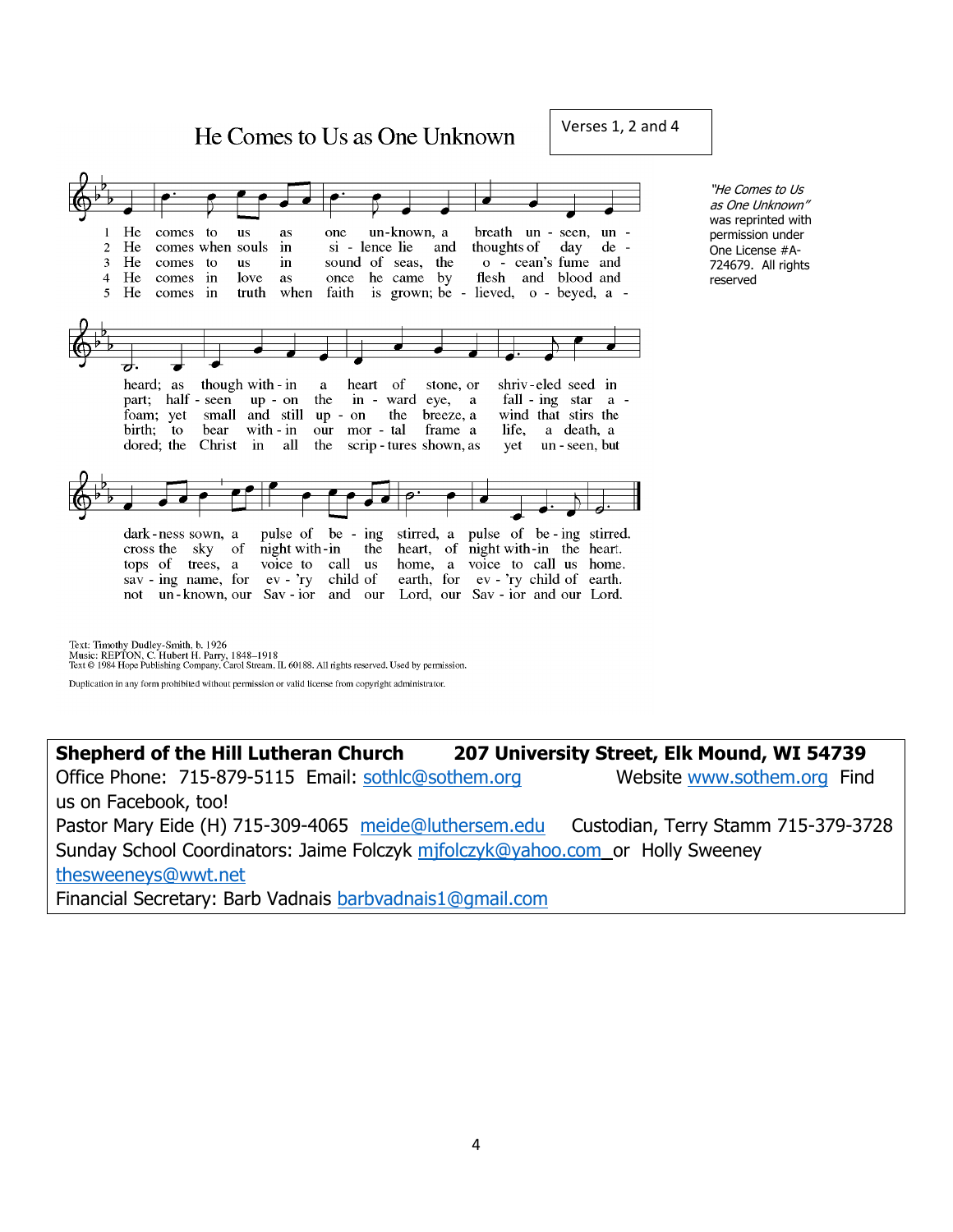# He Comes to Us as One Unknown

Verses 1, 2 and 4

*"He Comes to Us as One Unknown"* was reprinted with permission under One License #A-724679. All rights reserved

1. He comes to us as one un-known, a breath un-seen, un-heard; as though with-in a heart of stone, or shriv-eled seed in dark-ness sown, a pulse of be-ing stirred, a pulse of be-ing stirred.
2. He comes when souls in si-lence lie and thoughts of day de-part; half-seen up-on the in-ward eye, a fall-ing star a-cross the sky of night with-in the heart, of night with-in the heart.
3. He comes to us in sound of seas, the o-cean's fume and foam; yet small and still up-on the breeze, a wind that stirs the tops of trees, a voice to call us home, a voice to call us home.
4. He comes in love as once he came by flesh and blood and birth; to bear with-in our mor-tal frame a life, a death, a sav-ing name, for ev-'ry child of earth, for ev-'ry child of earth.
5. He comes in truth when faith is grown; be-lieved, o-beyed, a-dored; the Christ in all the scrip-tures shown, as yet un-seen, but not un-known, our Sav-ior and our Lord, our Sav-ior and our Lord.

Text: Timothy Dudley-Smith, b. 1926
Music: REPTON, C. Hubert H. Parry, 1848–1918
Text © 1984 Hope Publishing Company, Carol Stream, IL 60188. All rights reserved. Used by permission.

Duplication in any form prohibited without permission or valid license from copyright administrator.

**Shepherd of the Hill Lutheran Church** **207 University Street, Elk Mound, WI 54739**
Office Phone: 715-879-5115 Email: sothlc@sothem.org Website www.sothem.org Find us on Facebook, too!
Pastor Mary Eide (H) 715-309-4065 meide@luthersem.edu Custodian, Terry Stamm 715-379-3728
Sunday School Coordinators: Jaime Folczyk mjfolczyk@yahoo.com or Holly Sweeney thesweeneys@wwt.net
Financial Secretary: Barb Vadnais barbvadnais1@gmail.com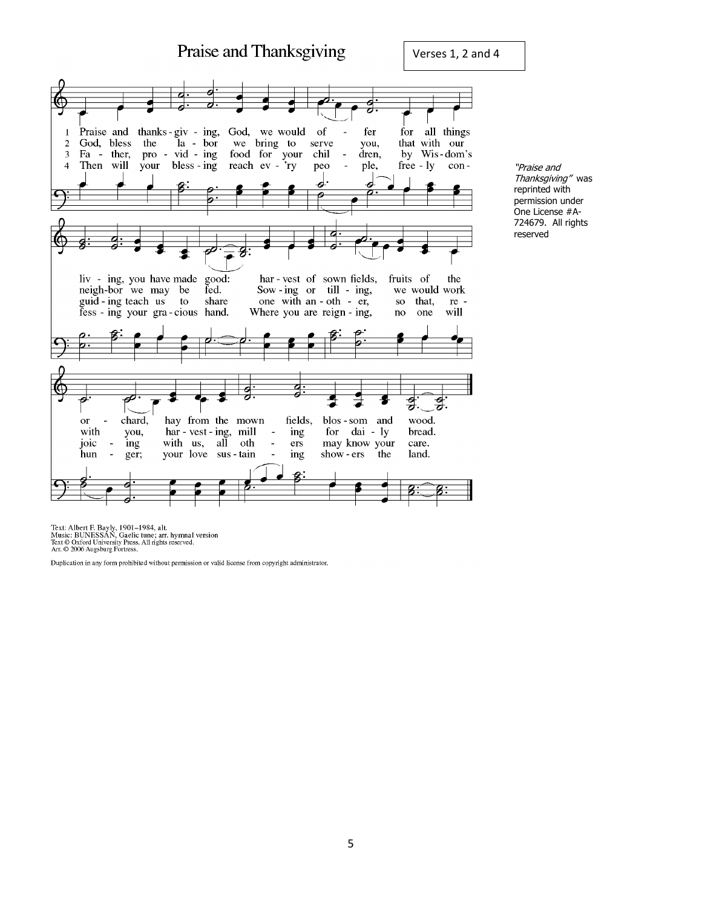# Praise and Thanksgiving

Verses 1, 2 and 4

1 Praise and thanks-giv-ing, God, we would of-fer for all things liv-ing, you have made good: har-vest of sown fields, fruits of the or-chard, hay from the mown fields, blos-som and wood.

2 God, bless the la-bor we bring to serve you, that with our neigh-bor we may be fed. Sow-ing or till-ing, we would work with you, har-vest-ing, mill-ing for dai-ly bread.

3 Fa-ther, pro-vid-ing food for your chil-dren, by Wis-dom's guid-ing teach us to share one with an-oth-er, so that, re-joic-ing with us, all oth-ers may know your care.

4 Then will your bless-ing reach ev-'ry peo-ple, free-ly con-fess-ing your gra-cious hand. Where you are reign-ing, no one will hun-ger; your love sus-tain-ing show-ers the land.

*"Praise and Thanksgiving"* was reprinted with permission under One License #A-724679. All rights reserved

Text: Albert F. Bayly, 1901–1984, alt.
Music: BUNESSAN, Gaelic tune; arr. hymnal version
Text © Oxford University Press. All rights reserved.
Arr. © 2006 Augsburg Fortress.

Duplication in any form prohibited without permission or valid license from copyright administrator.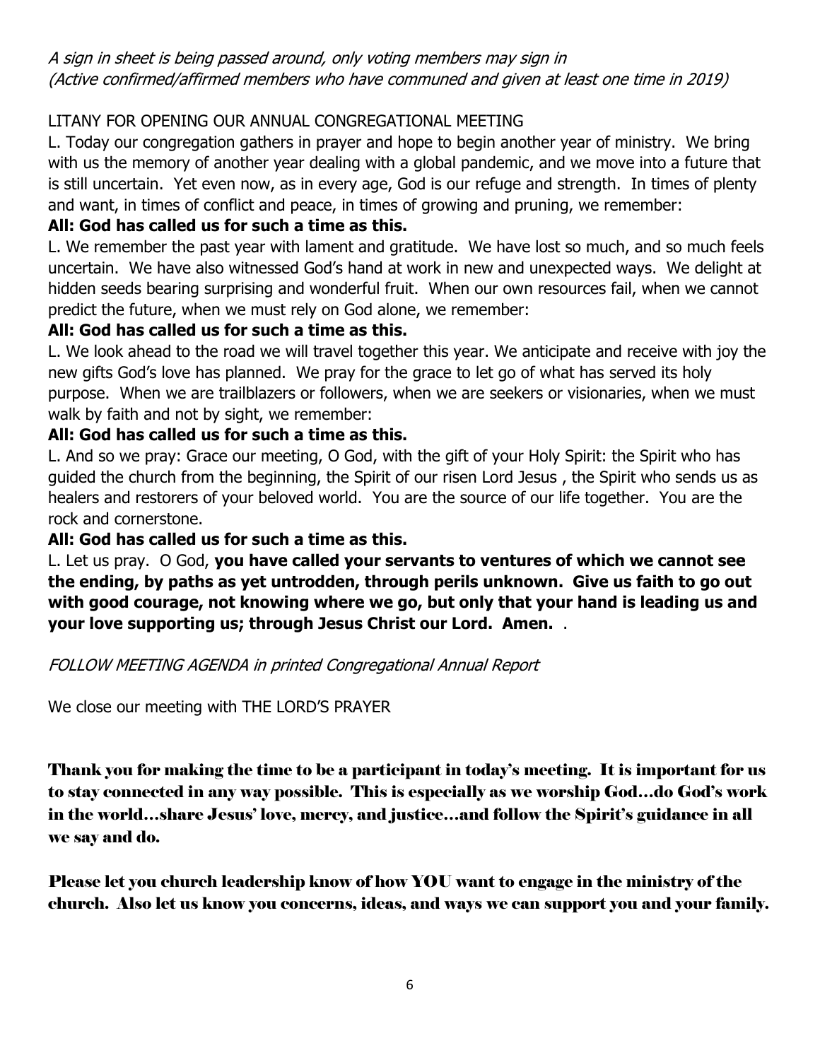*A sign in sheet is being passed around, only voting members may sign in (Active confirmed/affirmed members who have communed and given at least one time in 2019)*

LITANY FOR OPENING OUR ANNUAL CONGREGATIONAL MEETING

L. Today our congregation gathers in prayer and hope to begin another year of ministry. We bring with us the memory of another year dealing with a global pandemic, and we move into a future that is still uncertain. Yet even now, as in every age, God is our refuge and strength. In times of plenty and want, in times of conflict and peace, in times of growing and pruning, we remember:

**All: God has called us for such a time as this.**

L. We remember the past year with lament and gratitude. We have lost so much, and so much feels uncertain. We have also witnessed God's hand at work in new and unexpected ways. We delight at hidden seeds bearing surprising and wonderful fruit. When our own resources fail, when we cannot predict the future, when we must rely on God alone, we remember:

**All: God has called us for such a time as this.**

L. We look ahead to the road we will travel together this year. We anticipate and receive with joy the new gifts God's love has planned. We pray for the grace to let go of what has served its holy purpose. When we are trailblazers or followers, when we are seekers or visionaries, when we must walk by faith and not by sight, we remember:

**All: God has called us for such a time as this.**

L. And so we pray: Grace our meeting, O God, with the gift of your Holy Spirit: the Spirit who has guided the church from the beginning, the Spirit of our risen Lord Jesus , the Spirit who sends us as healers and restorers of your beloved world. You are the source of our life together. You are the rock and cornerstone.

**All: God has called us for such a time as this.**

L. Let us pray. O God, **you have called your servants to ventures of which we cannot see the ending, by paths as yet untrodden, through perils unknown. Give us faith to go out with good courage, not knowing where we go, but only that your hand is leading us and your love supporting us; through Jesus Christ our Lord. Amen.** .

*FOLLOW MEETING AGENDA in printed Congregational Annual Report*

We close our meeting with THE LORD'S PRAYER

**Thank you for making the time to be a participant in today's meeting. It is important for us to stay connected in any way possible. This is especially as we worship God…do God's work in the world…share Jesus' love, mercy, and justice…and follow the Spirit's guidance in all we say and do.**

**Please let you church leadership know of how YOU want to engage in the ministry of the church. Also let us know you concerns, ideas, and ways we can support you and your family.**